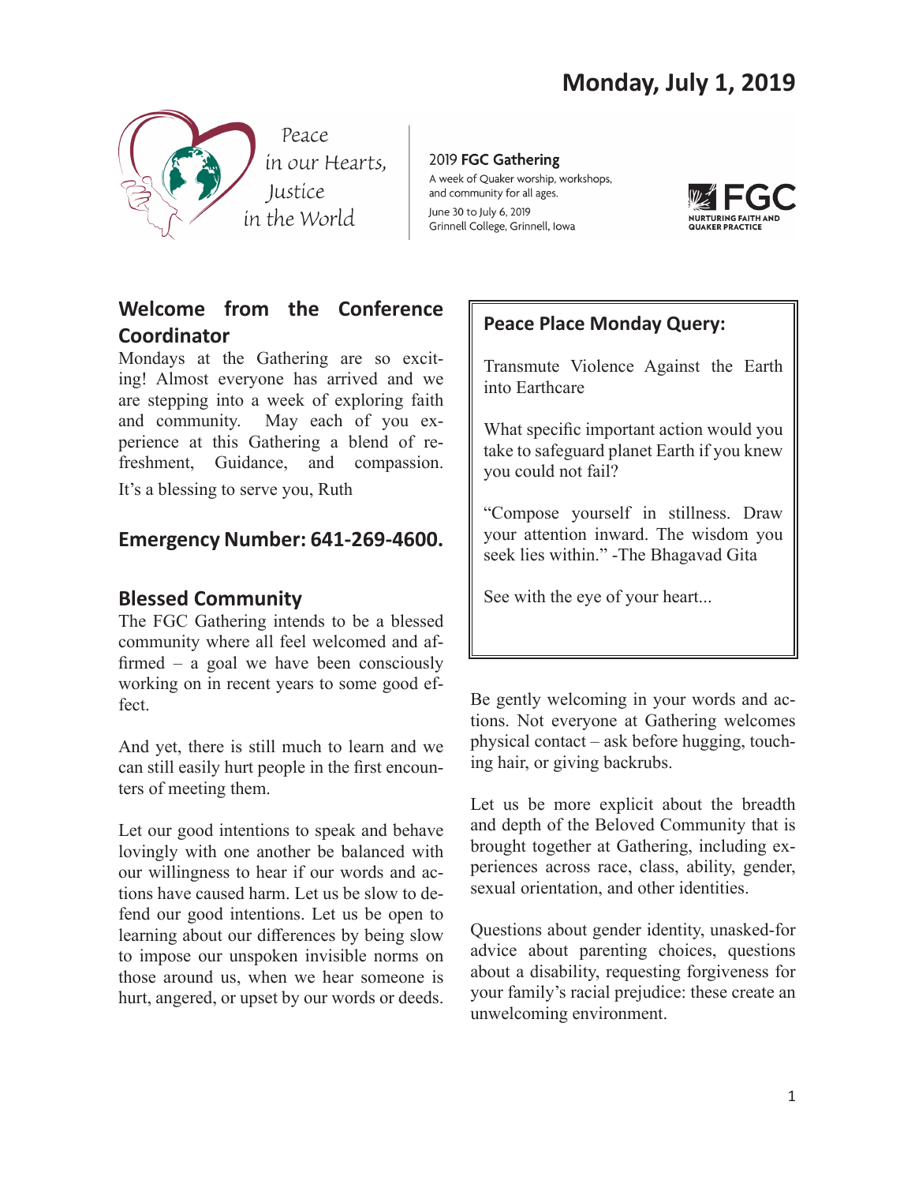# Monday, July 1, 2019

Peace in our Hearts, Justice in the World

2019 **FGC Gathering**
A week of Quaker worship, workshops, and community for all ages.
June 30 to July 6, 2019
Grinnell College, Grinnell, Iowa

FGC NURTURING FAITH AND QUAKER PRACTICE

## Welcome from the Conference Coordinator

Mondays at the Gathering are so exciting! Almost everyone has arrived and we are stepping into a week of exploring faith and community. May each of you experience at this Gathering a blend of refreshment, Guidance, and compassion.

It's a blessing to serve you, Ruth

## Emergency Number: 641-269-4600.

## Blessed Community

The FGC Gathering intends to be a blessed community where all feel welcomed and affirmed – a goal we have been consciously working on in recent years to some good effect.

And yet, there is still much to learn and we can still easily hurt people in the first encounters of meeting them.

Let our good intentions to speak and behave lovingly with one another be balanced with our willingness to hear if our words and actions have caused harm. Let us be slow to defend our good intentions. Let us be open to learning about our differences by being slow to impose our unspoken invisible norms on those around us, when we hear someone is hurt, angered, or upset by our words or deeds.

Be gently welcoming in your words and actions. Not everyone at Gathering welcomes physical contact – ask before hugging, touching hair, or giving backrubs.

Let us be more explicit about the breadth and depth of the Beloved Community that is brought together at Gathering, including experiences across race, class, ability, gender, sexual orientation, and other identities.

Questions about gender identity, unasked-for advice about parenting choices, questions about a disability, requesting forgiveness for your family's racial prejudice: these create an unwelcoming environment.

## Peace Place Monday Query:

Transmute Violence Against the Earth into Earthcare

What specific important action would you take to safeguard planet Earth if you knew you could not fail?

"Compose yourself in stillness. Draw your attention inward. The wisdom you seek lies within." -The Bhagavad Gita

See with the eye of your heart...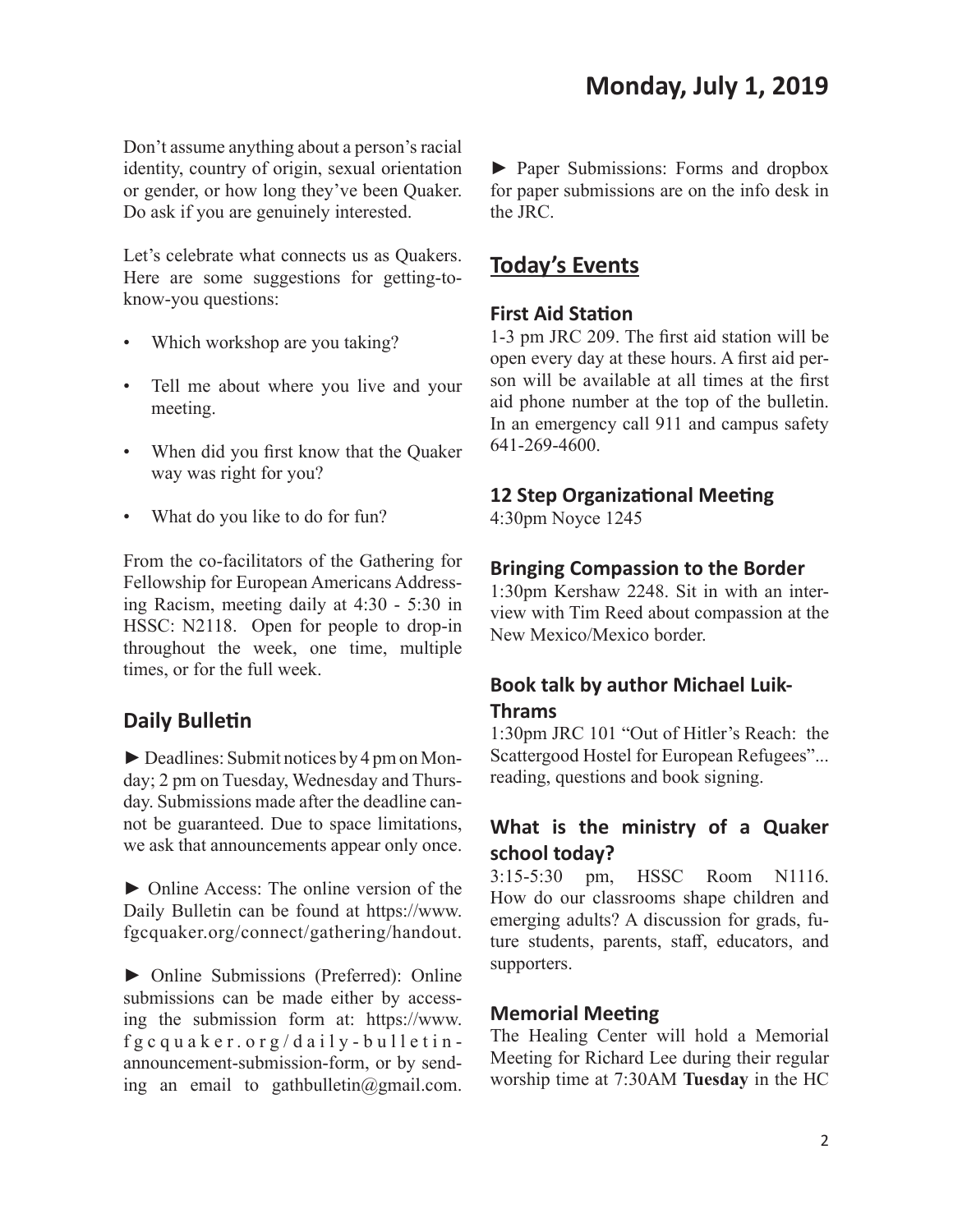Don't assume anything about a person's racial identity, country of origin, sexual orientation or gender, or how long they've been Quaker. Do ask if you are genuinely interested.

Let's celebrate what connects us as Quakers. Here are some suggestions for getting-to-know-you questions:

- Which workshop are you taking?
- Tell me about where you live and your meeting.
- When did you first know that the Quaker way was right for you?
- What do you like to do for fun?

From the co-facilitators of the Gathering for Fellowship for European Americans Addressing Racism, meeting daily at 4:30 - 5:30 in HSSC: N2118. Open for people to drop-in throughout the week, one time, multiple times, or for the full week.

### Daily Bulletin

► Deadlines: Submit notices by 4 pm on Monday; 2 pm on Tuesday, Wednesday and Thursday. Submissions made after the deadline cannot be guaranteed. Due to space limitations, we ask that announcements appear only once.

► Online Access: The online version of the Daily Bulletin can be found at https://www.fgcquaker.org/connect/gathering/handout.

► Online Submissions (Preferred): Online submissions can be made either by accessing the submission form at: https://www.fgcquaker.org/daily-bulletin-announcement-submission-form, or by sending an email to gathbulletin@gmail.com.

► Paper Submissions: Forms and dropbox for paper submissions are on the info desk in the JRC.

## Today's Events

### First Aid Station

1-3 pm JRC 209. The first aid station will be open every day at these hours. A first aid person will be available at all times at the first aid phone number at the top of the bulletin. In an emergency call 911 and campus safety 641-269-4600.

### 12 Step Organizational Meeting

4:30pm Noyce 1245

### Bringing Compassion to the Border

1:30pm Kershaw 2248. Sit in with an interview with Tim Reed about compassion at the New Mexico/Mexico border.

### Book talk by author Michael Luik-Thrams

1:30pm JRC 101 "Out of Hitler's Reach: the Scattergood Hostel for European Refugees"... reading, questions and book signing.

### What is the ministry of a Quaker school today?

3:15-5:30 pm, HSSC Room N1116. How do our classrooms shape children and emerging adults? A discussion for grads, future students, parents, staff, educators, and supporters.

### Memorial Meeting

The Healing Center will hold a Memorial Meeting for Richard Lee during their regular worship time at 7:30AM **Tuesday** in the HC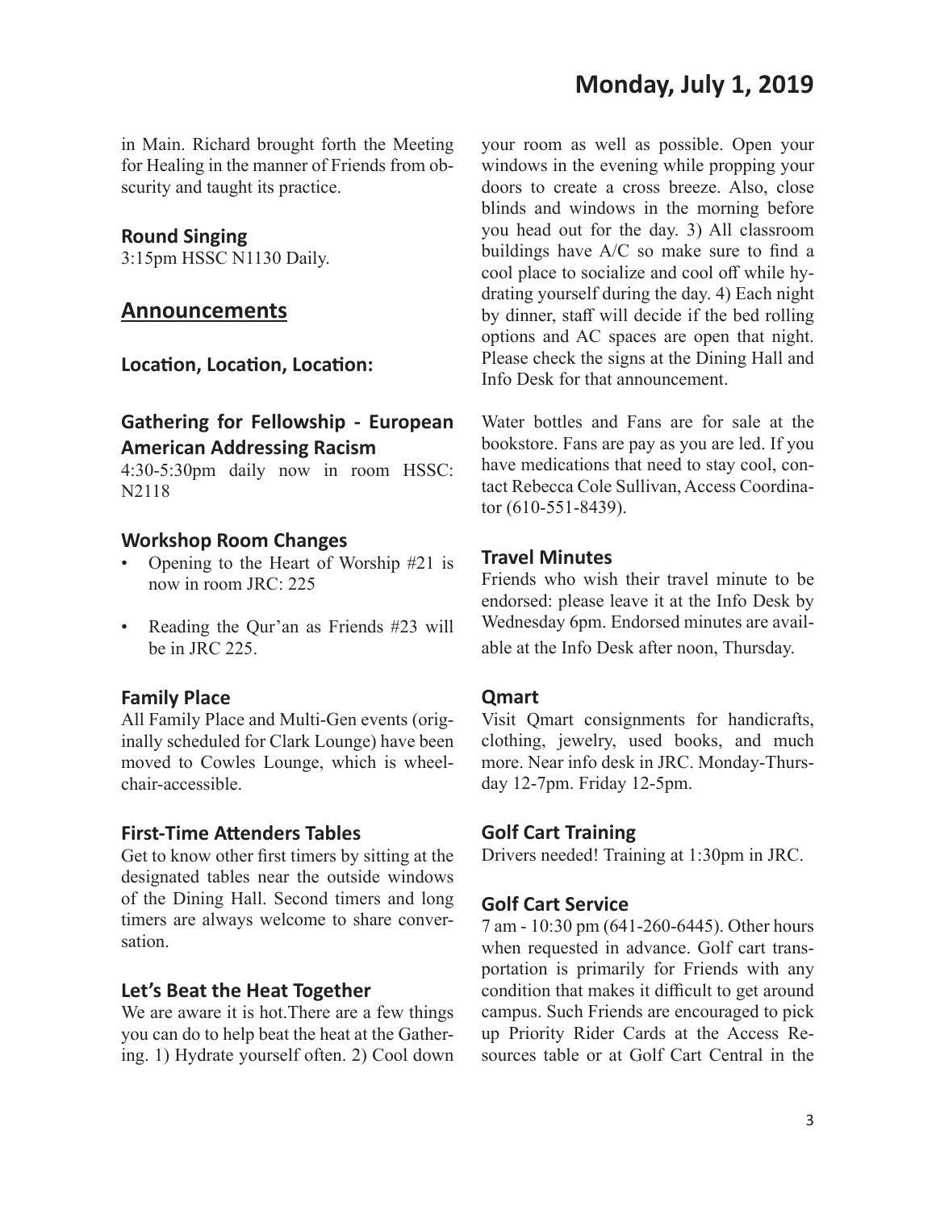in Main. Richard brought forth the Meeting for Healing in the manner of Friends from obscurity and taught its practice.

### Round Singing

3:15pm HSSC N1130 Daily.

## Announcements

### Location, Location, Location:

### Gathering for Fellowship - European American Addressing Racism

4:30-5:30pm daily now in room HSSC: N2118

### Workshop Room Changes

- Opening to the Heart of Worship #21 is now in room JRC: 225
- Reading the Qur'an as Friends #23 will be in JRC 225.

### Family Place

All Family Place and Multi-Gen events (originally scheduled for Clark Lounge) have been moved to Cowles Lounge, which is wheelchair-accessible.

### First-Time Attenders Tables

Get to know other first timers by sitting at the designated tables near the outside windows of the Dining Hall. Second timers and long timers are always welcome to share conversation.

### Let's Beat the Heat Together

We are aware it is hot.There are a few things you can do to help beat the heat at the Gathering. 1) Hydrate yourself often. 2) Cool down your room as well as possible. Open your windows in the evening while propping your doors to create a cross breeze. Also, close blinds and windows in the morning before you head out for the day. 3) All classroom buildings have A/C so make sure to find a cool place to socialize and cool off while hydrating yourself during the day. 4) Each night by dinner, staff will decide if the bed rolling options and AC spaces are open that night. Please check the signs at the Dining Hall and Info Desk for that announcement.

Water bottles and Fans are for sale at the bookstore. Fans are pay as you are led. If you have medications that need to stay cool, contact Rebecca Cole Sullivan, Access Coordinator (610-551-8439).

### Travel Minutes

Friends who wish their travel minute to be endorsed: please leave it at the Info Desk by Wednesday 6pm. Endorsed minutes are available at the Info Desk after noon, Thursday.

### Qmart

Visit Qmart consignments for handicrafts, clothing, jewelry, used books, and much more. Near info desk in JRC. Monday-Thursday 12-7pm. Friday 12-5pm.

### Golf Cart Training

Drivers needed! Training at 1:30pm in JRC.

### Golf Cart Service

7 am - 10:30 pm (641-260-6445). Other hours when requested in advance. Golf cart transportation is primarily for Friends with any condition that makes it difficult to get around campus. Such Friends are encouraged to pick up Priority Rider Cards at the Access Resources table or at Golf Cart Central in the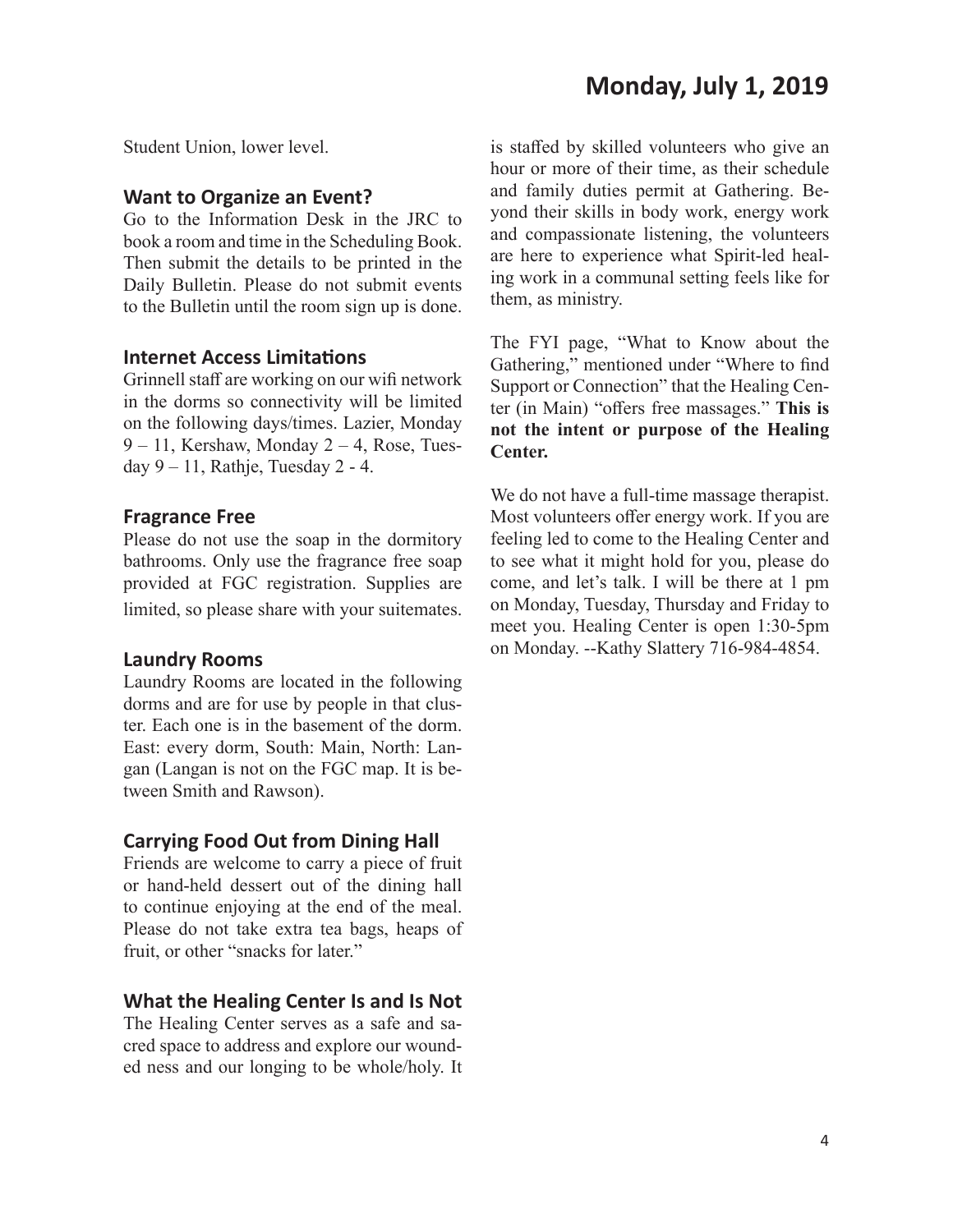Student Union, lower level.

### Want to Organize an Event?

Go to the Information Desk in the JRC to book a room and time in the Scheduling Book. Then submit the details to be printed in the Daily Bulletin. Please do not submit events to the Bulletin until the room sign up is done.

### Internet Access Limitations

Grinnell staff are working on our wifi network in the dorms so connectivity will be limited on the following days/times. Lazier, Monday 9 – 11, Kershaw, Monday 2 – 4, Rose, Tuesday 9 – 11, Rathje, Tuesday 2 - 4.

### Fragrance Free

Please do not use the soap in the dormitory bathrooms. Only use the fragrance free soap provided at FGC registration. Supplies are limited, so please share with your suitemates.

### Laundry Rooms

Laundry Rooms are located in the following dorms and are for use by people in that cluster. Each one is in the basement of the dorm. East: every dorm, South: Main, North: Langan (Langan is not on the FGC map. It is between Smith and Rawson).

### Carrying Food Out from Dining Hall

Friends are welcome to carry a piece of fruit or hand-held dessert out of the dining hall to continue enjoying at the end of the meal. Please do not take extra tea bags, heaps of fruit, or other "snacks for later."

### What the Healing Center Is and Is Not

The Healing Center serves as a safe and sacred space to address and explore our wounded ness and our longing to be whole/holy. It is staffed by skilled volunteers who give an hour or more of their time, as their schedule and family duties permit at Gathering. Beyond their skills in body work, energy work and compassionate listening, the volunteers are here to experience what Spirit-led healing work in a communal setting feels like for them, as ministry.

The FYI page, "What to Know about the Gathering," mentioned under "Where to find Support or Connection" that the Healing Center (in Main) "offers free massages." **This is not the intent or purpose of the Healing Center.**

We do not have a full-time massage therapist. Most volunteers offer energy work. If you are feeling led to come to the Healing Center and to see what it might hold for you, please do come, and let's talk. I will be there at 1 pm on Monday, Tuesday, Thursday and Friday to meet you. Healing Center is open 1:30-5pm on Monday. --Kathy Slattery 716-984-4854.